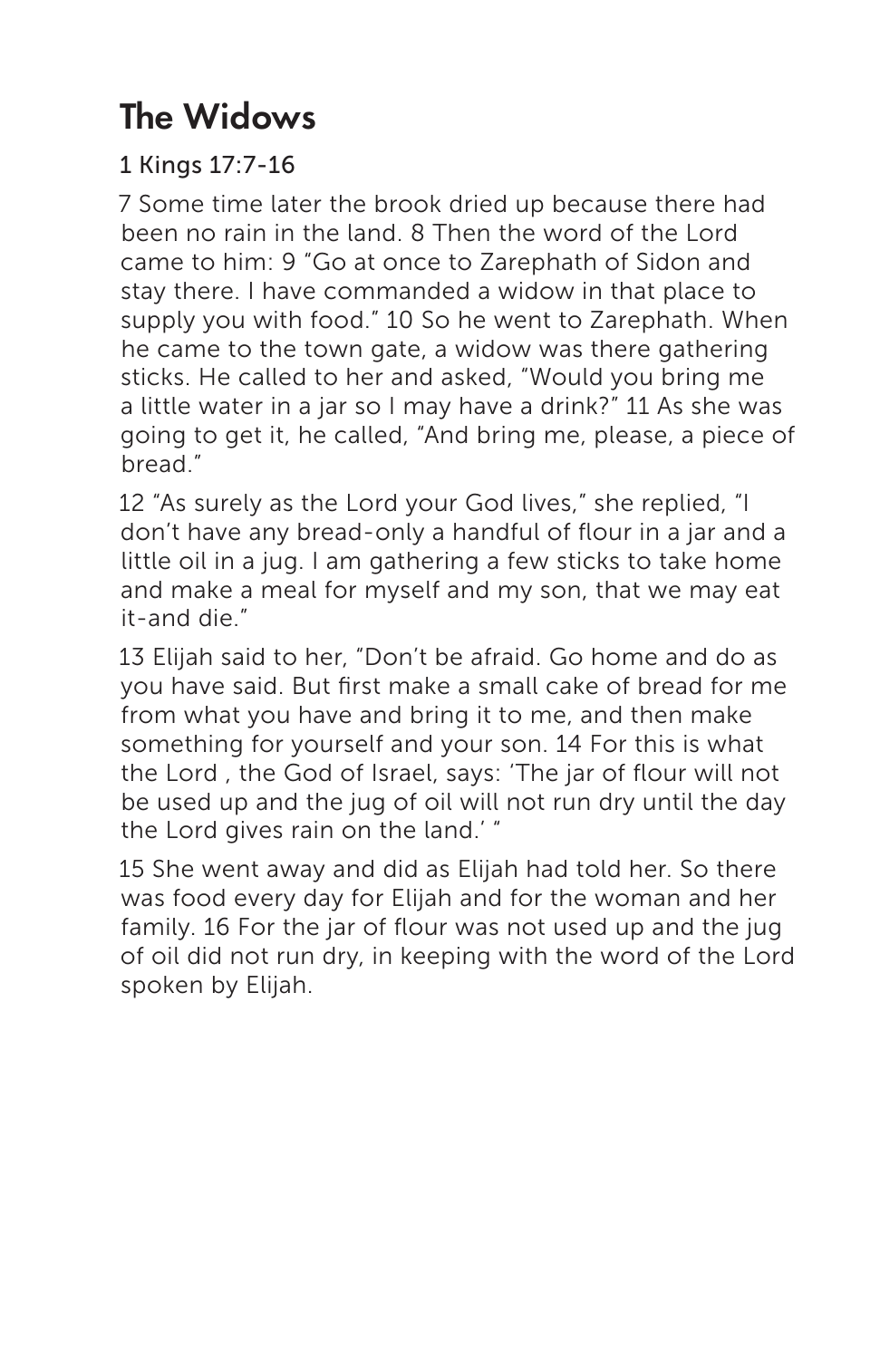# The Widows

## 1 Kings 17:7-16

7 Some time later the brook dried up because there had been no rain in the land. 8 Then the word of the Lord came to him: 9 "Go at once to Zarephath of Sidon and stay there. I have commanded a widow in that place to supply you with food." 10 So he went to Zarephath. When he came to the town gate, a widow was there gathering sticks. He called to her and asked, "Would you bring me a little water in a jar so I may have a drink?" 11 As she was going to get it, he called, "And bring me, please, a piece of bread."

12 "As surely as the Lord your God lives," she replied, "I don't have any bread-only a handful of flour in a jar and a little oil in a jug. I am gathering a few sticks to take home and make a meal for myself and my son, that we may eat it-and die."

13 Elijah said to her, "Don't be afraid. Go home and do as you have said. But first make a small cake of bread for me from what you have and bring it to me, and then make something for yourself and your son. 14 For this is what the Lord , the God of Israel, says: 'The jar of flour will not be used up and the jug of oil will not run dry until the day the Lord gives rain on the land.' "

15 She went away and did as Elijah had told her. So there was food every day for Elijah and for the woman and her family. 16 For the jar of flour was not used up and the jug of oil did not run dry, in keeping with the word of the Lord spoken by Elijah.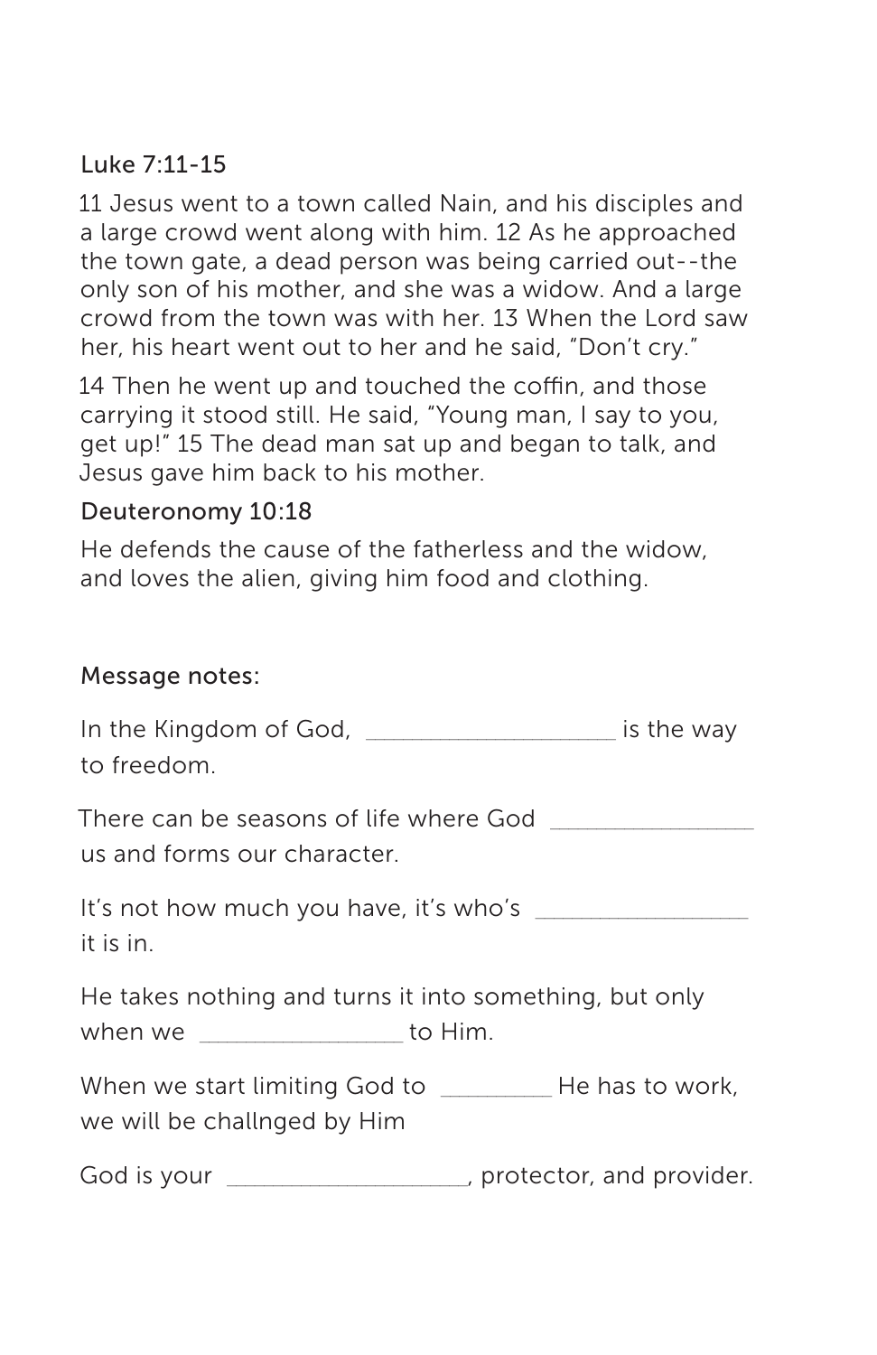### Luke 7:11-15

11 Jesus went to a town called Nain, and his disciples and a large crowd went along with him. 12 As he approached the town gate, a dead person was being carried out--the only son of his mother, and she was a widow. And a large crowd from the town was with her. 13 When the Lord saw her, his heart went out to her and he said, "Don't cry."

14 Then he went up and touched the coffin, and those carrying it stood still. He said, "Young man, I say to you, get up!" 15 The dead man sat up and began to talk, and Jesus gave him back to his mother.

### Deuteronomy 10:18

He defends the cause of the fatherless and the widow, and loves the alien, giving him food and clothing.

### Message notes:

In the Kingdom of God, ____________________ is the way to freedom.

There can be seasons of life where God ________________ us and forms our character.

It's not how much you have, it's who's _________________ it is in.

He takes nothing and turns it into something, but only when we ________________ to Him.

When we start limiting God to _________ He has to work, we will be challnged by Him

God is your ___________________, protector, and provider.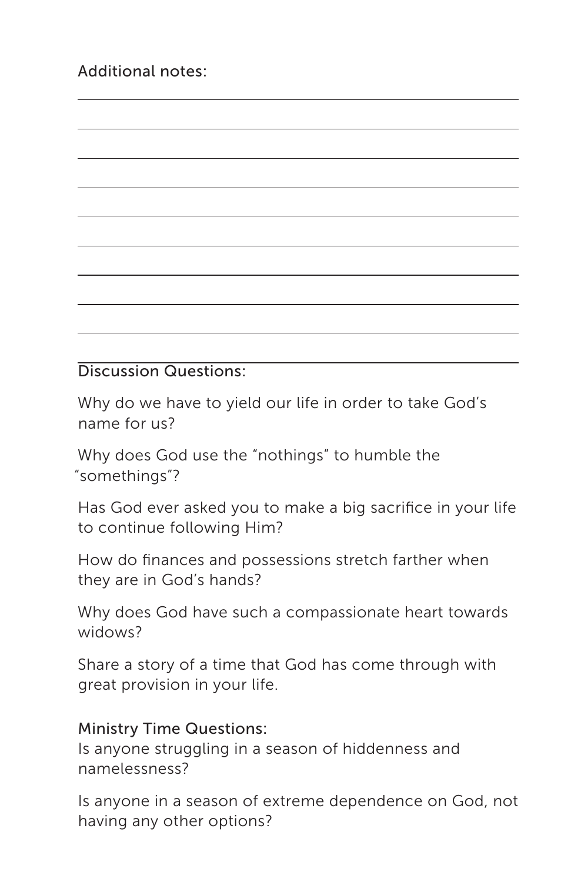Additional notes:

Discussion Questions:

Why do we have to yield our life in order to take God's name for us?

Why does God use the "nothings" to humble the "somethings"?

Has God ever asked you to make a big sacrifice in your life to continue following Him?

How do finances and possessions stretch farther when they are in God's hands?

Why does God have such a compassionate heart towards widows?

Share a story of a time that God has come through with great provision in your life.

Ministry Time Questions:

Is anyone struggling in a season of hiddenness and namelessness?

Is anyone in a season of extreme dependence on God, not having any other options?